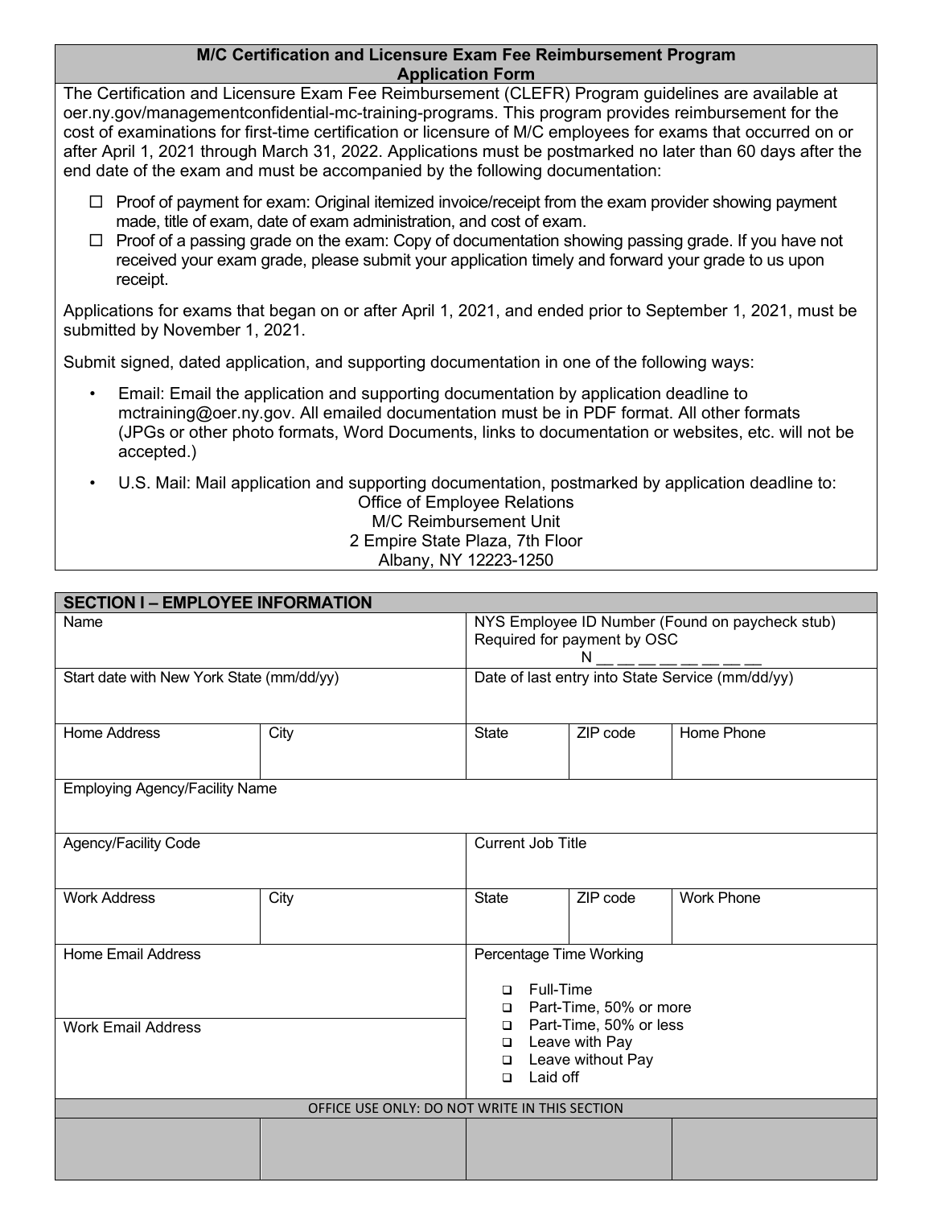## M/C Certification and Licensure Exam Fee Reimbursement Program Application Form

The Certification and Licensure Exam Fee Reimbursement (CLEFR) Program guidelines are available at oer.ny.gov/managementconfidential-mc-training-programs. This program provides reimbursement for the cost of examinations for first-time certification or licensure of M/C employees for exams that occurred on or after April 1, 2021 through March 31, 2022. Applications must be postmarked no later than 60 days after the end date of the exam and must be accompanied by the following documentation:

- ☐ Proof of payment for exam: Original itemized invoice/receipt from the exam provider showing payment made, title of exam, date of exam administration, and cost of exam.
- ☐ Proof of a passing grade on the exam: Copy of documentation showing passing grade. If you have not received your exam grade, please submit your application timely and forward your grade to us upon receipt.

Applications for exams that began on or after April 1, 2021, and ended prior to September 1, 2021, must be submitted by November 1, 2021.

Submit signed, dated application, and supporting documentation in one of the following ways:

- Email: Email the application and supporting documentation by application deadline to mctraining@oer.ny.gov. All emailed documentation must be in PDF format. All other formats (JPGs or other photo formats, Word Documents, links to documentation or websites, etc. will not be accepted.)
- U.S. Mail: Mail application and supporting documentation, postmarked by application deadline to:

Office of Employee Relations
M/C Reimbursement Unit
2 Empire State Plaza, 7th Floor
Albany, NY 12223-1250

## SECTION I – EMPLOYEE INFORMATION

| Name | | NYS Employee ID Number (Found on paycheck stub) Required for payment by OSC N __ __ __ __ __ __ __ __ | | |
|---|---|---|---|---|
| Start date with New York State (mm/dd/yy) | | Date of last entry into State Service (mm/dd/yy) | | |
| Home Address | City | State | ZIP code | Home Phone |
| Employing Agency/Facility Name | | | | |
| Agency/Facility Code | | Current Job Title | | |
| Work Address | City | State | ZIP code | Work Phone |
| Home Email Address | | Percentage Time Working<br>❑ Full-Time<br>❑ Part-Time, 50% or more<br>❑ Part-Time, 50% or less<br>❑ Leave with Pay<br>❑ Leave without Pay<br>❑ Laid off | | |
| Work Email Address | | | | |

OFFICE USE ONLY: DO NOT WRITE IN THIS SECTION

| | | | |
|---|---|---|---|
| | | | |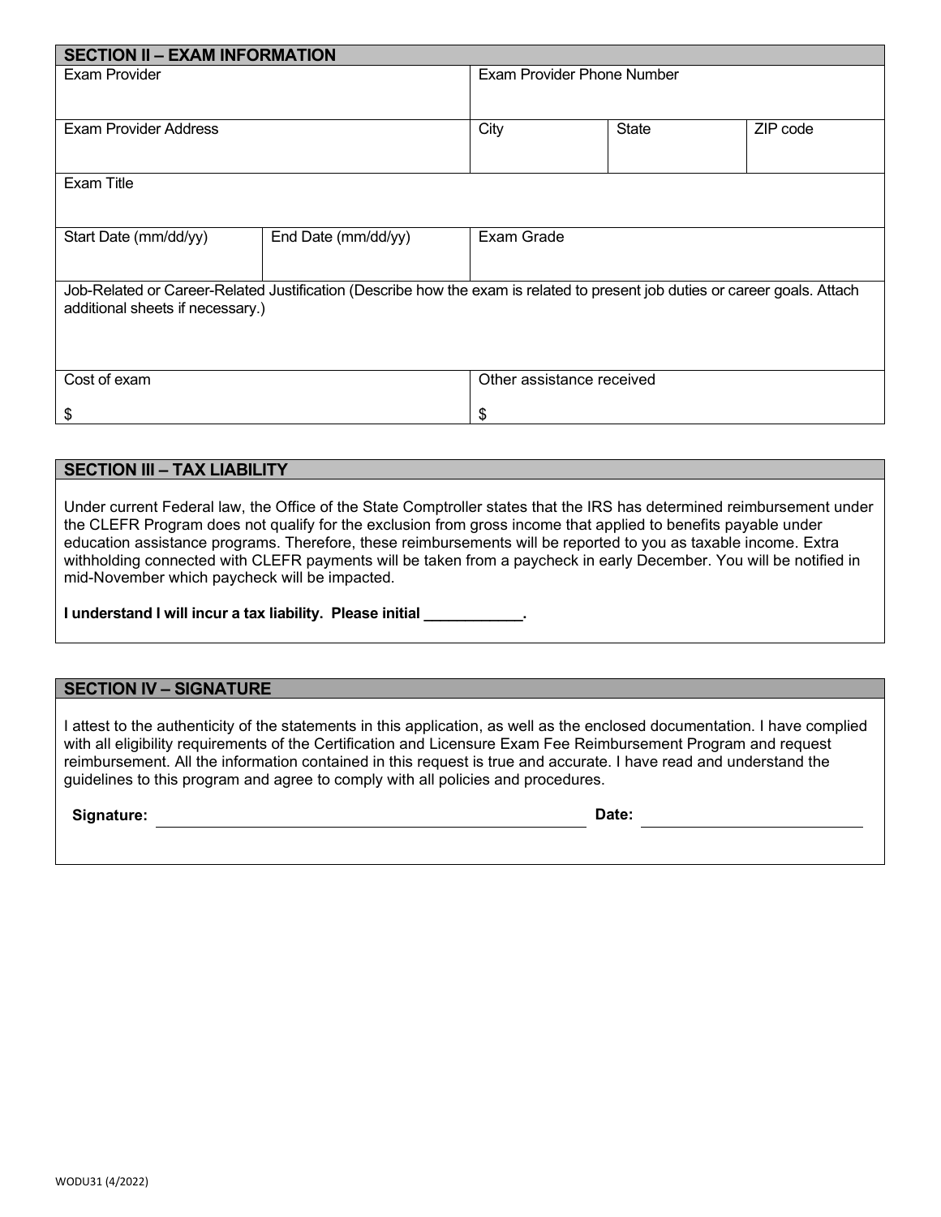## SECTION II – EXAM INFORMATION

| | | | |
|---|---|---|---|
| Exam Provider | | Exam Provider Phone Number | |
| Exam Provider Address | City | State | ZIP code |
| Exam Title | | | |
| Start Date (mm/dd/yy) | End Date (mm/dd/yy) | Exam Grade | |
| Job-Related or Career-Related Justification (Describe how the exam is related to present job duties or career goals. Attach additional sheets if necessary.) | | | |
| Cost of exam<br><br>$ | | Other assistance received<br><br>$ | |

## SECTION III – TAX LIABILITY

Under current Federal law, the Office of the State Comptroller states that the IRS has determined reimbursement under the CLEFR Program does not qualify for the exclusion from gross income that applied to benefits payable under education assistance programs. Therefore, these reimbursements will be reported to you as taxable income. Extra withholding connected with CLEFR payments will be taken from a paycheck in early December. You will be notified in mid-November which paycheck will be impacted.

**I understand I will incur a tax liability. Please initial ____________.**

## SECTION IV – SIGNATURE

I attest to the authenticity of the statements in this application, as well as the enclosed documentation. I have complied with all eligibility requirements of the Certification and Licensure Exam Fee Reimbursement Program and request reimbursement. All the information contained in this request is true and accurate. I have read and understand the guidelines to this program and agree to comply with all policies and procedures.

**Signature:** ______________________________ **Date:** ______________

WODU31 (4/2022)